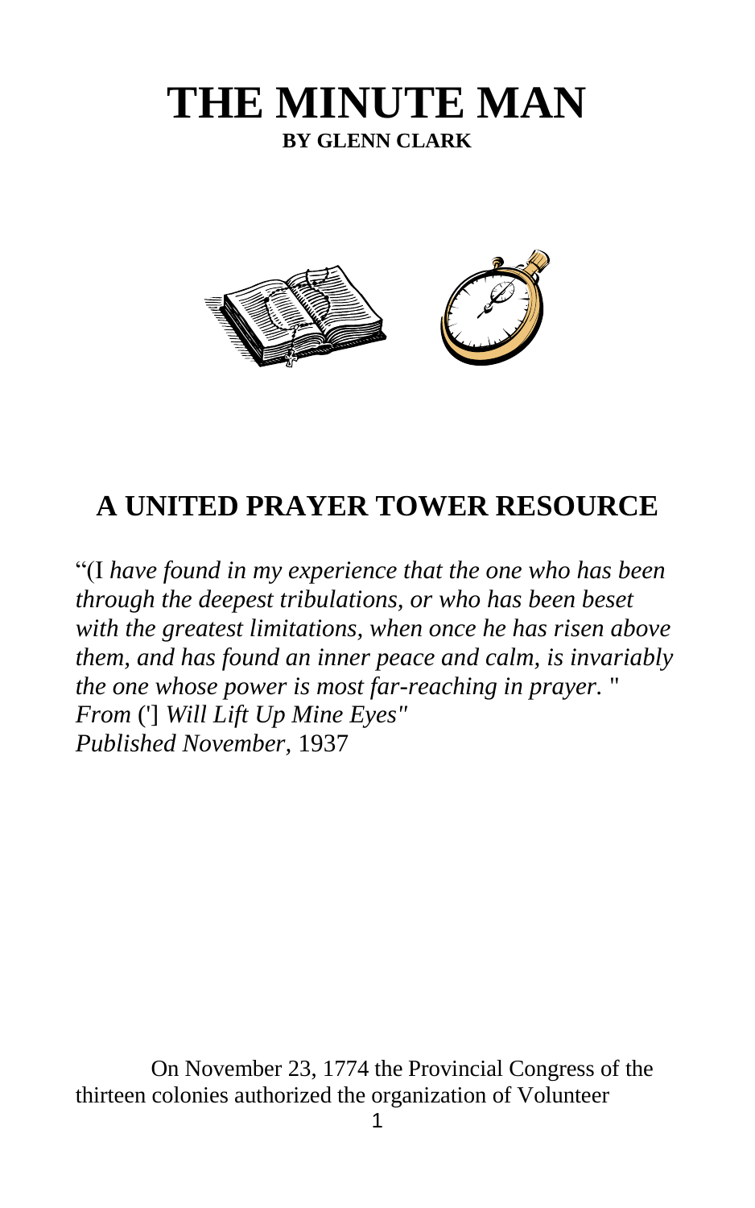# THE MINUTE MAN

**BY GLENN CLARK**

## A UNITED PRAYER TOWER RESOURCE

"(I *have found in my experience that the one who has been through the deepest tribulations, or who has been beset with the greatest limitations, when once he has risen above them, and has found an inner peace and calm, is invariably the one whose power is most far-reaching in prayer.* "
*From* ('] *Will Lift Up Mine Eyes"*
*Published November,* 1937

On November 23, 1774 the Provincial Congress of the thirteen colonies authorized the organization of Volunteer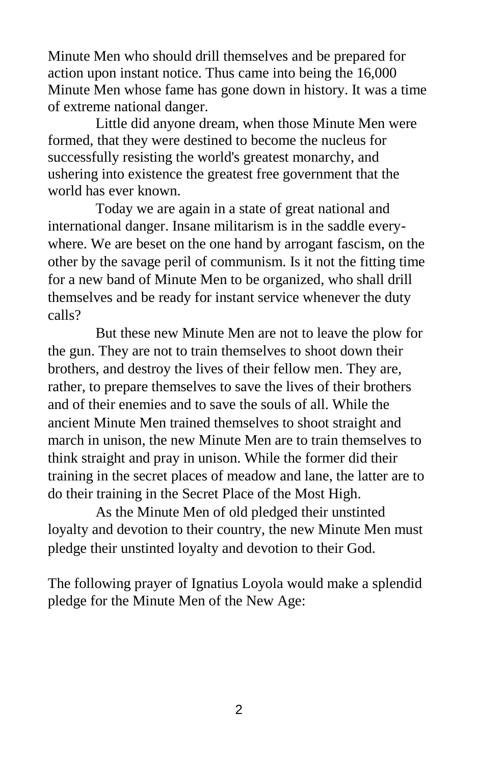Minute Men who should drill themselves and be prepared for action upon instant notice. Thus came into being the 16,000 Minute Men whose fame has gone down in history. It was a time of extreme national danger.

Little did anyone dream, when those Minute Men were formed, that they were destined to become the nucleus for successfully resisting the world's greatest monarchy, and ushering into existence the greatest free government that the world has ever known.

Today we are again in a state of great national and international danger. Insane militarism is in the saddle everywhere. We are beset on the one hand by arrogant fascism, on the other by the savage peril of communism. Is it not the fitting time for a new band of Minute Men to be organized, who shall drill themselves and be ready for instant service whenever the duty calls?

But these new Minute Men are not to leave the plow for the gun. They are not to train themselves to shoot down their brothers, and destroy the lives of their fellow men. They are, rather, to prepare themselves to save the lives of their brothers and of their enemies and to save the souls of all. While the ancient Minute Men trained themselves to shoot straight and march in unison, the new Minute Men are to train themselves to think straight and pray in unison. While the former did their training in the secret places of meadow and lane, the latter are to do their training in the Secret Place of the Most High.

As the Minute Men of old pledged their unstinted loyalty and devotion to their country, the new Minute Men must pledge their unstinted loyalty and devotion to their God.

The following prayer of Ignatius Loyola would make a splendid pledge for the Minute Men of the New Age: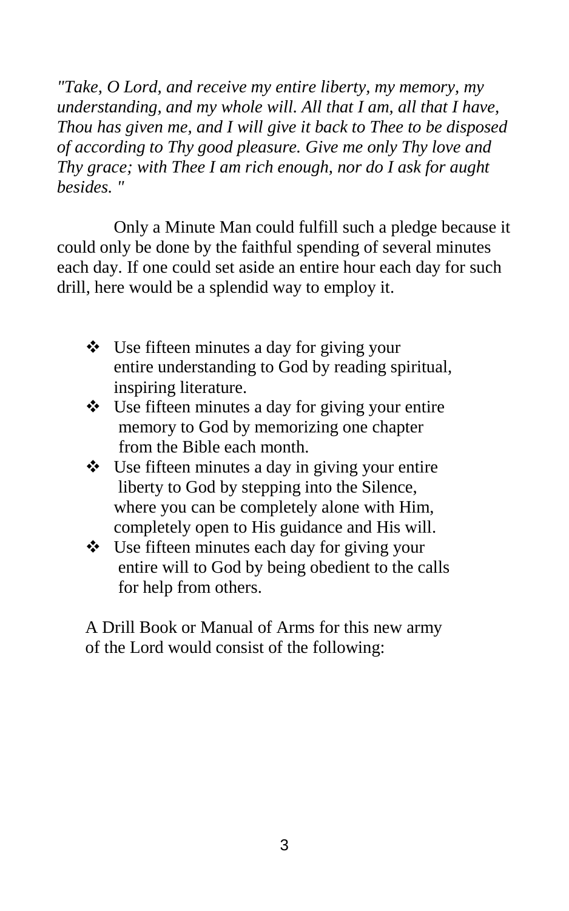*"Take, O Lord, and receive my entire liberty, my memory, my understanding, and my whole will. All that I am, all that I have, Thou has given me, and I will give it back to Thee to be disposed of according to Thy good pleasure. Give me only Thy love and Thy grace; with Thee I am rich enough, nor do I ask for aught besides. "*

Only a Minute Man could fulfill such a pledge because it could only be done by the faithful spending of several minutes each day. If one could set aside an entire hour each day for such drill, here would be a splendid way to employ it.

- Use fifteen minutes a day for giving your entire understanding to God by reading spiritual, inspiring literature.
- Use fifteen minutes a day for giving your entire memory to God by memorizing one chapter from the Bible each month.
- Use fifteen minutes a day in giving your entire liberty to God by stepping into the Silence, where you can be completely alone with Him, completely open to His guidance and His will.
- Use fifteen minutes each day for giving your entire will to God by being obedient to the calls for help from others.

A Drill Book or Manual of Arms for this new army of the Lord would consist of the following: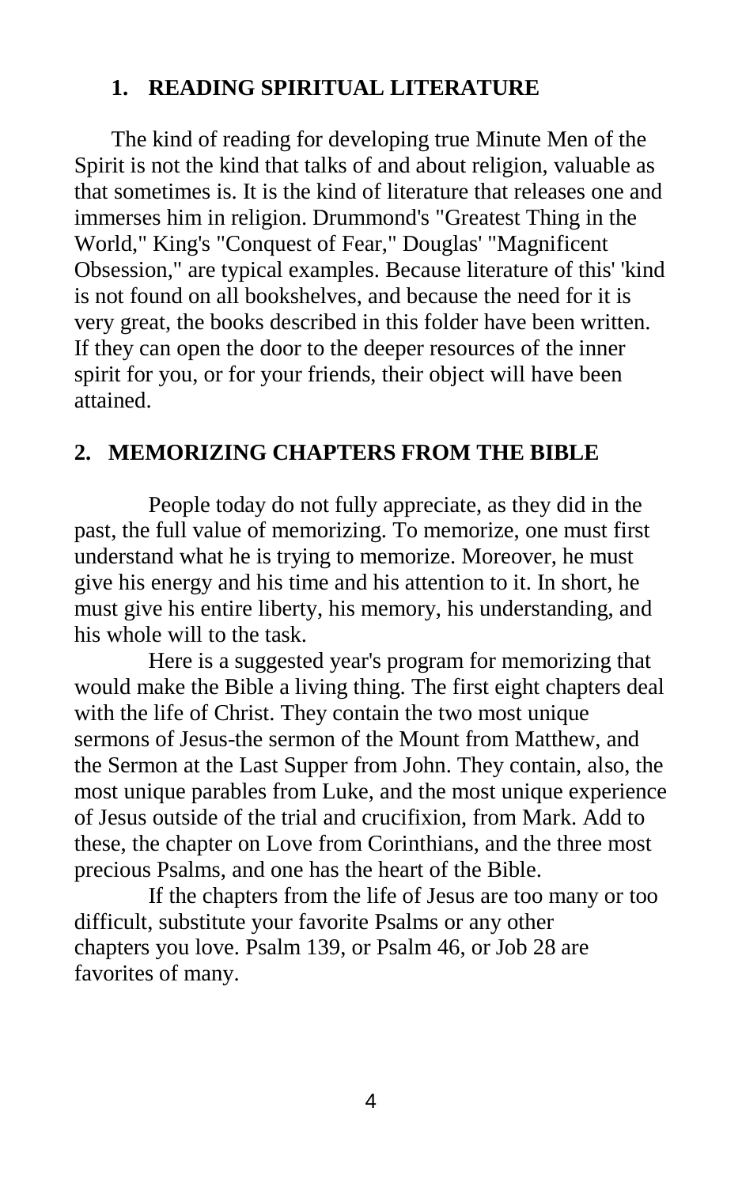## 1. READING SPIRITUAL LITERATURE

The kind of reading for developing true Minute Men of the Spirit is not the kind that talks of and about religion, valuable as that sometimes is. It is the kind of literature that releases one and immerses him in religion. Drummond's "Greatest Thing in the World," King's "Conquest of Fear," Douglas' "Magnificent Obsession," are typical examples. Because literature of this' 'kind is not found on all bookshelves, and because the need for it is very great, the books described in this folder have been written. If they can open the door to the deeper resources of the inner spirit for you, or for your friends, their object will have been attained.

## 2. MEMORIZING CHAPTERS FROM THE BIBLE

People today do not fully appreciate, as they did in the past, the full value of memorizing. To memorize, one must first understand what he is trying to memorize. Moreover, he must give his energy and his time and his attention to it. In short, he must give his entire liberty, his memory, his understanding, and his whole will to the task.

Here is a suggested year's program for memorizing that would make the Bible a living thing. The first eight chapters deal with the life of Christ. They contain the two most unique sermons of Jesus-the sermon of the Mount from Matthew, and the Sermon at the Last Supper from John. They contain, also, the most unique parables from Luke, and the most unique experience of Jesus outside of the trial and crucifixion, from Mark. Add to these, the chapter on Love from Corinthians, and the three most precious Psalms, and one has the heart of the Bible.

If the chapters from the life of Jesus are too many or too difficult, substitute your favorite Psalms or any other chapters you love. Psalm 139, or Psalm 46, or Job 28 are favorites of many.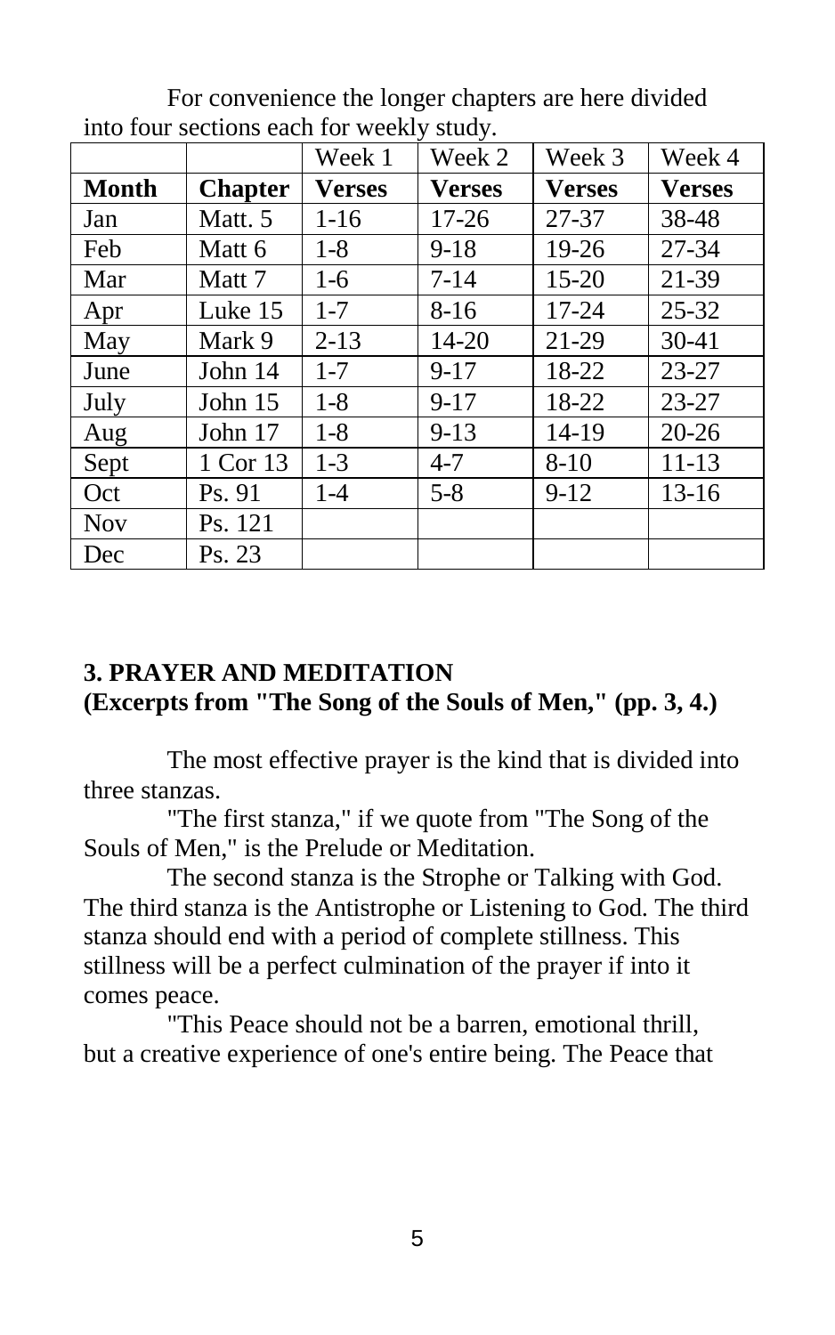For convenience the longer chapters are here divided into four sections each for weekly study.

| | | Week 1 | Week 2 | Week 3 | Week 4 |
|---|---|---|---|---|---|
| **Month** | **Chapter** | **Verses** | **Verses** | **Verses** | **Verses** |
| Jan | Matt. 5 | 1-16 | 17-26 | 27-37 | 38-48 |
| Feb | Matt 6 | 1-8 | 9-18 | 19-26 | 27-34 |
| Mar | Matt 7 | 1-6 | 7-14 | 15-20 | 21-39 |
| Apr | Luke 15 | 1-7 | 8-16 | 17-24 | 25-32 |
| May | Mark 9 | 2-13 | 14-20 | 21-29 | 30-41 |
| June | John 14 | 1-7 | 9-17 | 18-22 | 23-27 |
| July | John 15 | 1-8 | 9-17 | 18-22 | 23-27 |
| Aug | John 17 | 1-8 | 9-13 | 14-19 | 20-26 |
| Sept | 1 Cor 13 | 1-3 | 4-7 | 8-10 | 11-13 |
| Oct | Ps. 91 | 1-4 | 5-8 | 9-12 | 13-16 |
| Nov | Ps. 121 | | | | |
| Dec | Ps. 23 | | | | |

## 3. PRAYER AND MEDITATION
**(Excerpts from "The Song of the Souls of Men," (pp. 3, 4.)**

The most effective prayer is the kind that is divided into three stanzas.

"The first stanza," if we quote from "The Song of the Souls of Men," is the Prelude or Meditation.

The second stanza is the Strophe or Talking with God. The third stanza is the Antistrophe or Listening to God. The third stanza should end with a period of complete stillness. This stillness will be a perfect culmination of the prayer if into it comes peace.

"This Peace should not be a barren, emotional thrill, but a creative experience of one's entire being. The Peace that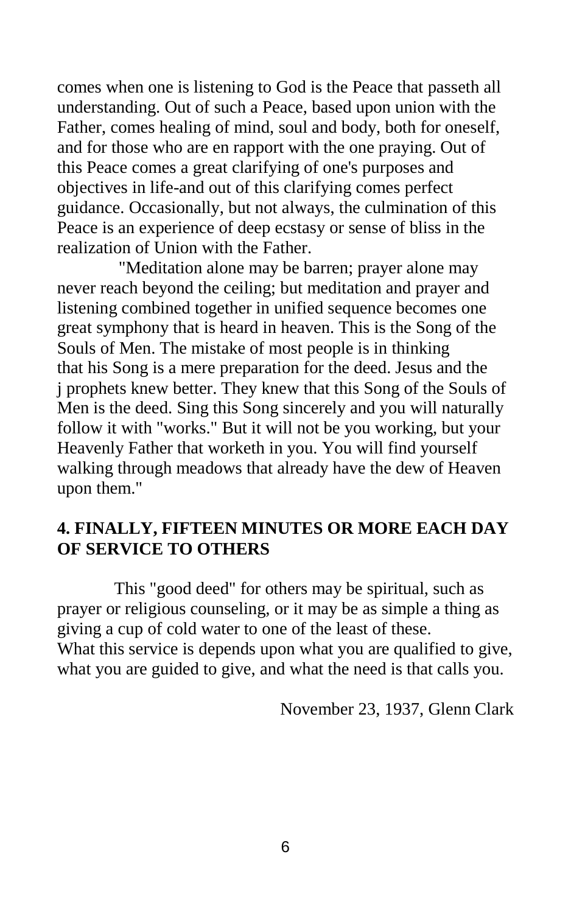comes when one is listening to God is the Peace that passeth all understanding. Out of such a Peace, based upon union with the Father, comes healing of mind, soul and body, both for oneself, and for those who are en rapport with the one praying. Out of this Peace comes a great clarifying of one's purposes and objectives in life-and out of this clarifying comes perfect guidance. Occasionally, but not always, the culmination of this Peace is an experience of deep ecstasy or sense of bliss in the realization of Union with the Father.

"Meditation alone may be barren; prayer alone may never reach beyond the ceiling; but meditation and prayer and listening combined together in unified sequence becomes one great symphony that is heard in heaven. This is the Song of the Souls of Men. The mistake of most people is in thinking that his Song is a mere preparation for the deed. Jesus and the j prophets knew better. They knew that this Song of the Souls of Men is the deed. Sing this Song sincerely and you will naturally follow it with "works." But it will not be you working, but your Heavenly Father that worketh in you. You will find yourself walking through meadows that already have the dew of Heaven upon them."

**4. FINALLY, FIFTEEN MINUTES OR MORE EACH DAY OF SERVICE TO OTHERS**

This "good deed" for others may be spiritual, such as prayer or religious counseling, or it may be as simple a thing as giving a cup of cold water to one of the least of these. What this service is depends upon what you are qualified to give, what you are guided to give, and what the need is that calls you.

November 23, 1937, Glenn Clark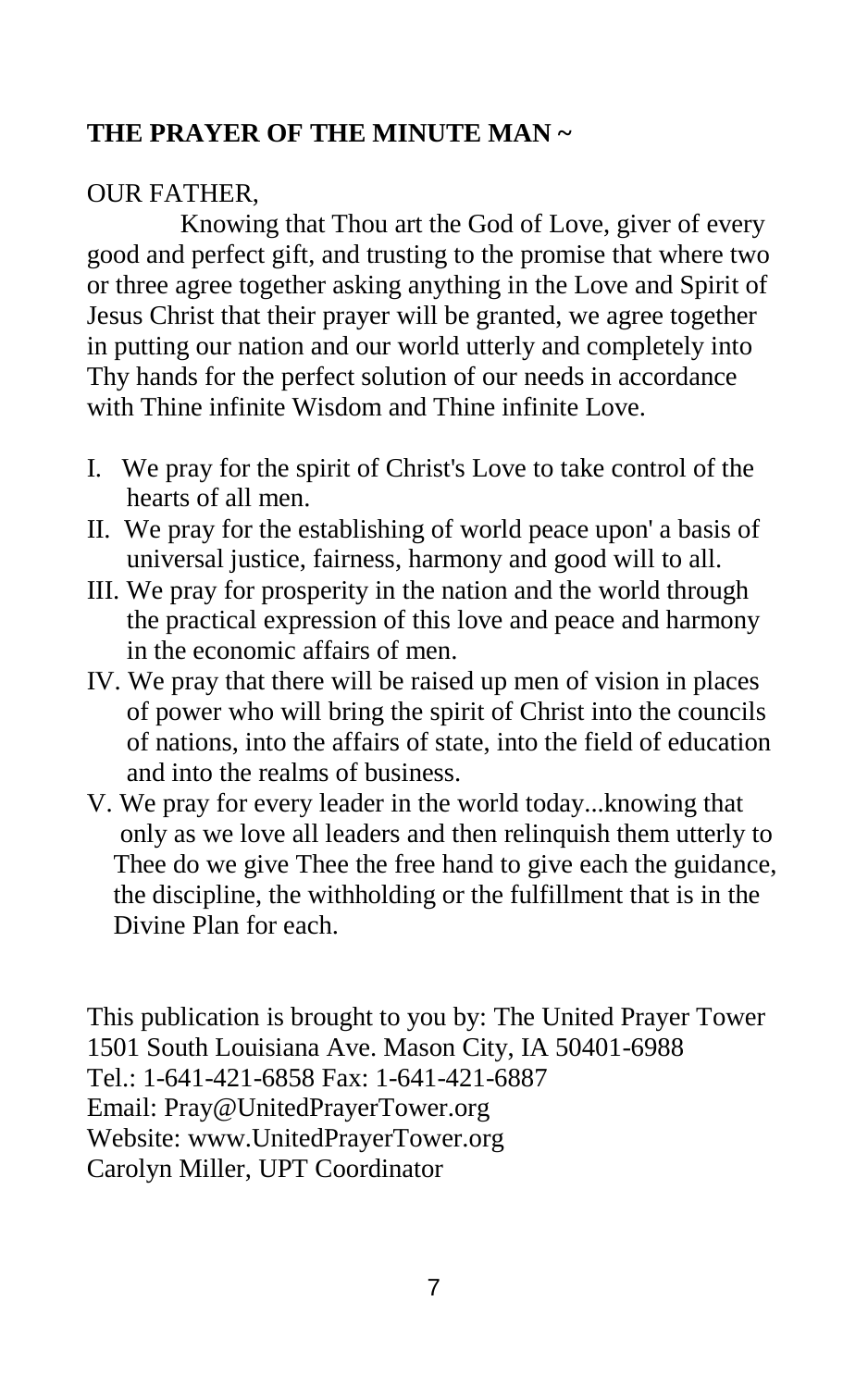**THE PRAYER OF THE MINUTE MAN ~**

OUR FATHER,

Knowing that Thou art the God of Love, giver of every good and perfect gift, and trusting to the promise that where two or three agree together asking anything in the Love and Spirit of Jesus Christ that their prayer will be granted, we agree together in putting our nation and our world utterly and completely into Thy hands for the perfect solution of our needs in accordance with Thine infinite Wisdom and Thine infinite Love.

I. We pray for the spirit of Christ's Love to take control of the hearts of all men.

II. We pray for the establishing of world peace upon' a basis of universal justice, fairness, harmony and good will to all.

III. We pray for prosperity in the nation and the world through the practical expression of this love and peace and harmony in the economic affairs of men.

IV. We pray that there will be raised up men of vision in places of power who will bring the spirit of Christ into the councils of nations, into the affairs of state, into the field of education and into the realms of business.

V. We pray for every leader in the world today...knowing that only as we love all leaders and then relinquish them utterly to Thee do we give Thee the free hand to give each the guidance, the discipline, the withholding or the fulfillment that is in the Divine Plan for each.

This publication is brought to you by: The United Prayer Tower
1501 South Louisiana Ave. Mason City, IA 50401-6988
Tel.: 1-641-421-6858 Fax: 1-641-421-6887
Email: Pray@UnitedPrayerTower.org
Website: www.UnitedPrayerTower.org
Carolyn Miller, UPT Coordinator